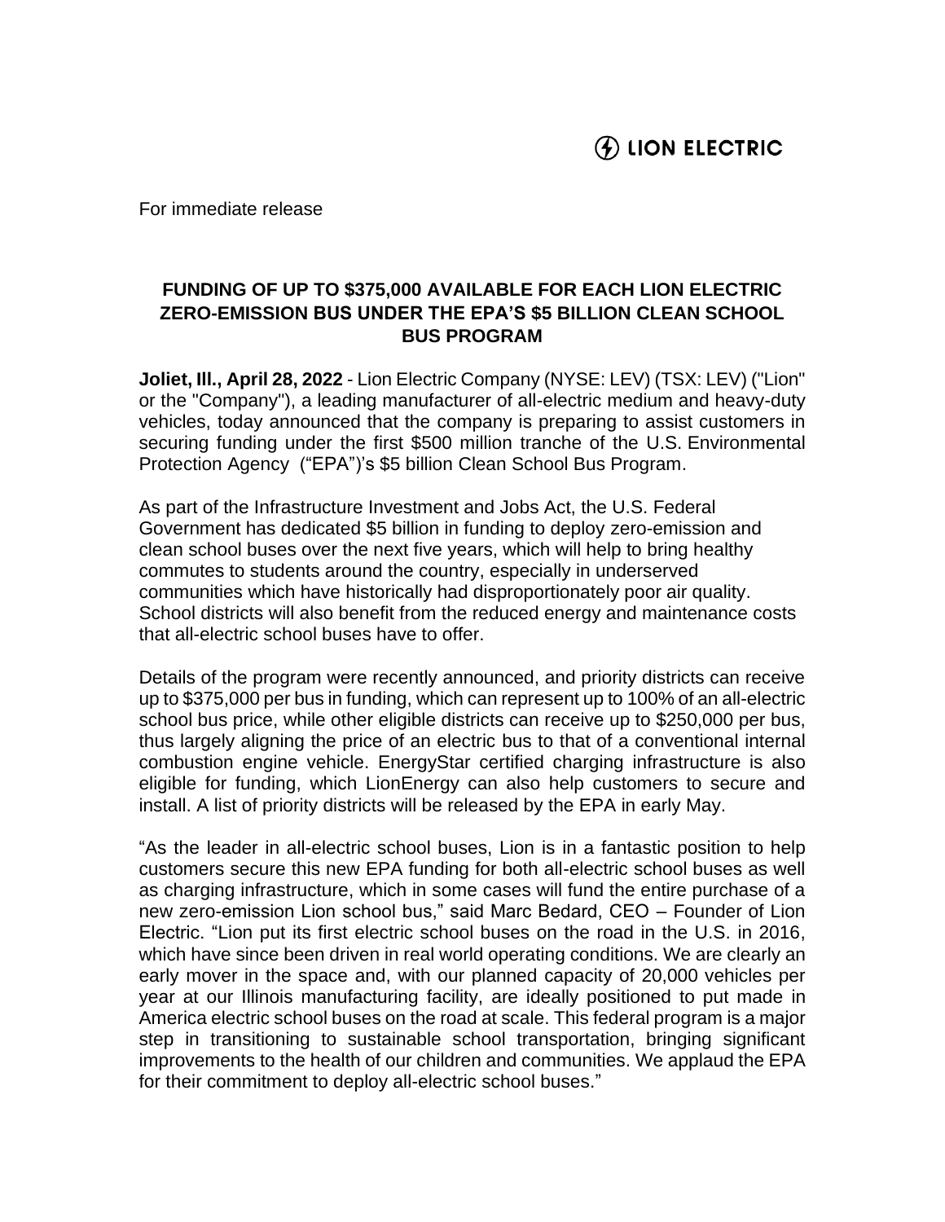LION ELECTRIC

For immediate release

# FUNDING OF UP TO $375,000 AVAILABLE FOR EACH LION ELECTRIC ZERO-EMISSION BUS UNDER THE EPA'S $5 BILLION CLEAN SCHOOL BUS PROGRAM

**Joliet, Ill., April 28, 2022** - Lion Electric Company (NYSE: LEV) (TSX: LEV) ("Lion" or the "Company"), a leading manufacturer of all-electric medium and heavy-duty vehicles, today announced that the company is preparing to assist customers in securing funding under the first $500 million tranche of the U.S. Environmental Protection Agency ("EPA")'s $5 billion Clean School Bus Program.

As part of the Infrastructure Investment and Jobs Act, the U.S. Federal Government has dedicated $5 billion in funding to deploy zero-emission and clean school buses over the next five years, which will help to bring healthy commutes to students around the country, especially in underserved communities which have historically had disproportionately poor air quality. School districts will also benefit from the reduced energy and maintenance costs that all-electric school buses have to offer.

Details of the program were recently announced, and priority districts can receive up to $375,000 per bus in funding, which can represent up to 100% of an all-electric school bus price, while other eligible districts can receive up to $250,000 per bus, thus largely aligning the price of an electric bus to that of a conventional internal combustion engine vehicle. EnergyStar certified charging infrastructure is also eligible for funding, which LionEnergy can also help customers to secure and install. A list of priority districts will be released by the EPA in early May.

"As the leader in all-electric school buses, Lion is in a fantastic position to help customers secure this new EPA funding for both all-electric school buses as well as charging infrastructure, which in some cases will fund the entire purchase of a new zero-emission Lion school bus," said Marc Bedard, CEO – Founder of Lion Electric. "Lion put its first electric school buses on the road in the U.S. in 2016, which have since been driven in real world operating conditions. We are clearly an early mover in the space and, with our planned capacity of 20,000 vehicles per year at our Illinois manufacturing facility, are ideally positioned to put made in America electric school buses on the road at scale. This federal program is a major step in transitioning to sustainable school transportation, bringing significant improvements to the health of our children and communities. We applaud the EPA for their commitment to deploy all-electric school buses."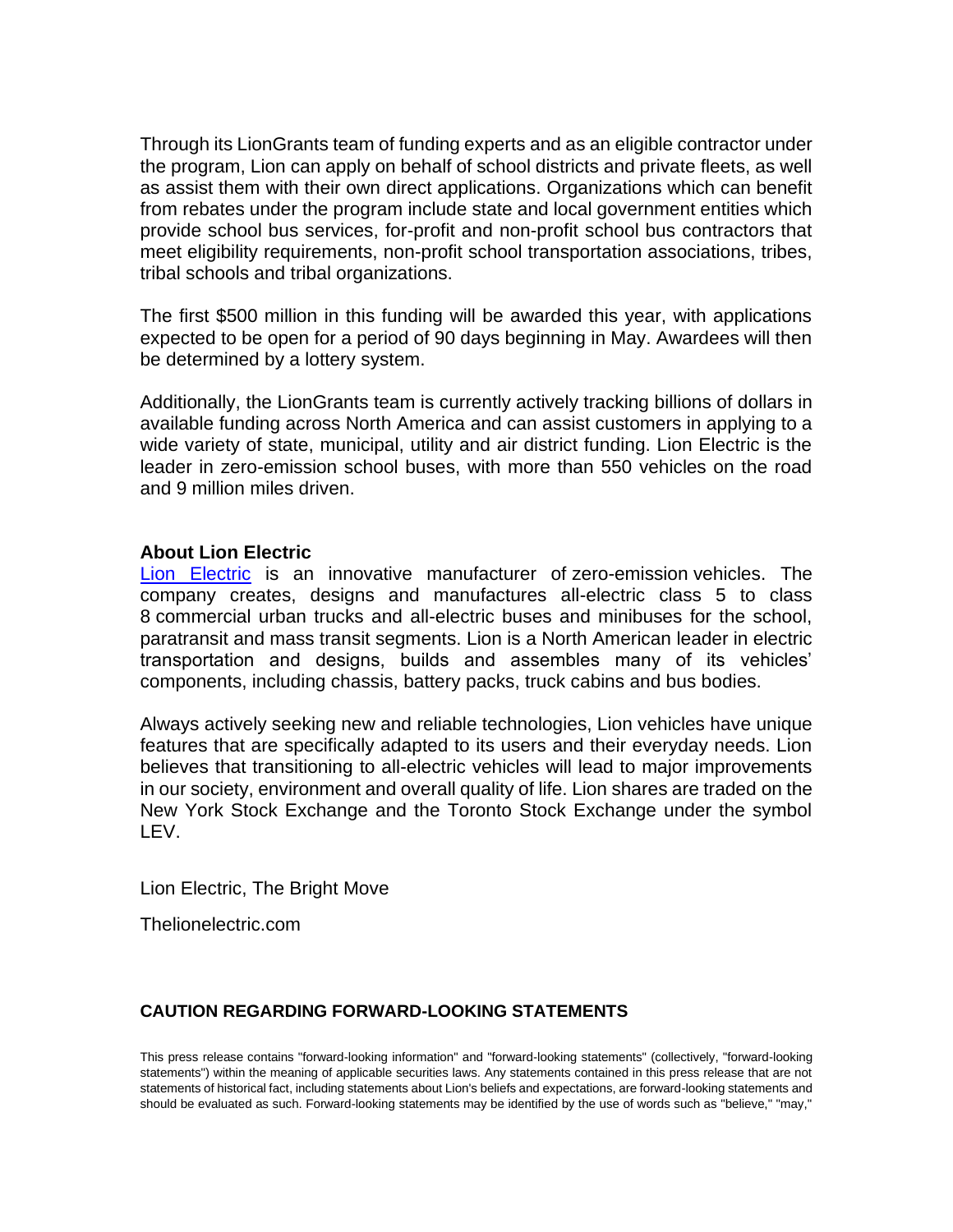Through its LionGrants team of funding experts and as an eligible contractor under the program, Lion can apply on behalf of school districts and private fleets, as well as assist them with their own direct applications. Organizations which can benefit from rebates under the program include state and local government entities which provide school bus services, for-profit and non-profit school bus contractors that meet eligibility requirements, non-profit school transportation associations, tribes, tribal schools and tribal organizations.

The first $500 million in this funding will be awarded this year, with applications expected to be open for a period of 90 days beginning in May. Awardees will then be determined by a lottery system.

Additionally, the LionGrants team is currently actively tracking billions of dollars in available funding across North America and can assist customers in applying to a wide variety of state, municipal, utility and air district funding. Lion Electric is the leader in zero-emission school buses, with more than 550 vehicles on the road and 9 million miles driven.

**About Lion Electric**

Lion Electric is an innovative manufacturer of zero-emission vehicles. The company creates, designs and manufactures all-electric class 5 to class 8 commercial urban trucks and all-electric buses and minibuses for the school, paratransit and mass transit segments. Lion is a North American leader in electric transportation and designs, builds and assembles many of its vehicles' components, including chassis, battery packs, truck cabins and bus bodies.

Always actively seeking new and reliable technologies, Lion vehicles have unique features that are specifically adapted to its users and their everyday needs. Lion believes that transitioning to all-electric vehicles will lead to major improvements in our society, environment and overall quality of life. Lion shares are traded on the New York Stock Exchange and the Toronto Stock Exchange under the symbol LEV.

Lion Electric, The Bright Move

Thelionelectric.com

**CAUTION REGARDING FORWARD-LOOKING STATEMENTS**

This press release contains "forward-looking information" and "forward-looking statements" (collectively, "forward-looking statements") within the meaning of applicable securities laws. Any statements contained in this press release that are not statements of historical fact, including statements about Lion's beliefs and expectations, are forward-looking statements and should be evaluated as such. Forward-looking statements may be identified by the use of words such as "believe," "may,"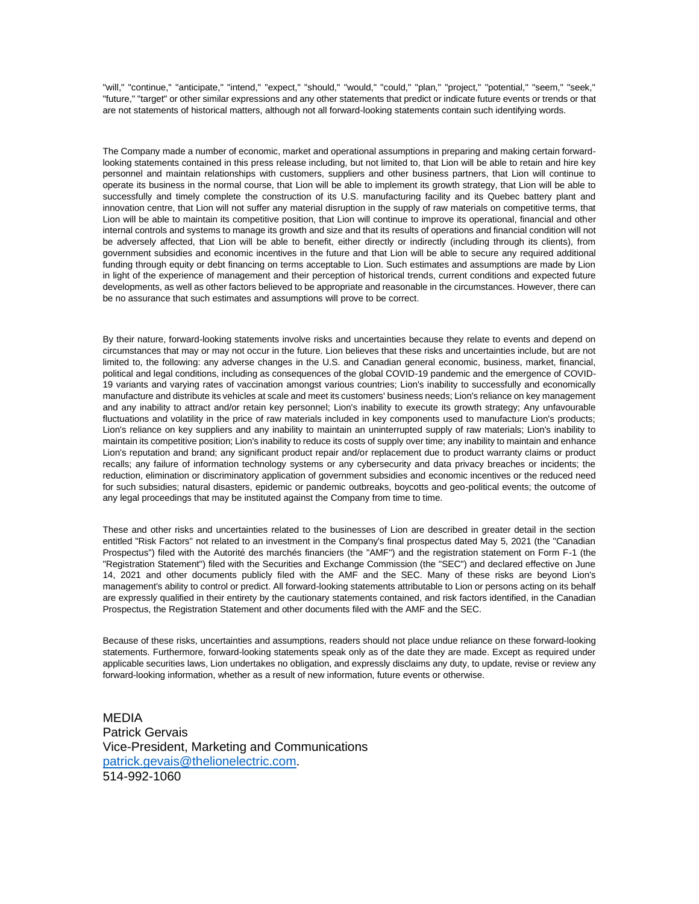"will," "continue," "anticipate," "intend," "expect," "should," "would," "could," "plan," "project," "potential," "seem," "seek," "future," "target" or other similar expressions and any other statements that predict or indicate future events or trends or that are not statements of historical matters, although not all forward-looking statements contain such identifying words.

The Company made a number of economic, market and operational assumptions in preparing and making certain forward-looking statements contained in this press release including, but not limited to, that Lion will be able to retain and hire key personnel and maintain relationships with customers, suppliers and other business partners, that Lion will continue to operate its business in the normal course, that Lion will be able to implement its growth strategy, that Lion will be able to successfully and timely complete the construction of its U.S. manufacturing facility and its Quebec battery plant and innovation centre, that Lion will not suffer any material disruption in the supply of raw materials on competitive terms, that Lion will be able to maintain its competitive position, that Lion will continue to improve its operational, financial and other internal controls and systems to manage its growth and size and that its results of operations and financial condition will not be adversely affected, that Lion will be able to benefit, either directly or indirectly (including through its clients), from government subsidies and economic incentives in the future and that Lion will be able to secure any required additional funding through equity or debt financing on terms acceptable to Lion. Such estimates and assumptions are made by Lion in light of the experience of management and their perception of historical trends, current conditions and expected future developments, as well as other factors believed to be appropriate and reasonable in the circumstances. However, there can be no assurance that such estimates and assumptions will prove to be correct.

By their nature, forward-looking statements involve risks and uncertainties because they relate to events and depend on circumstances that may or may not occur in the future. Lion believes that these risks and uncertainties include, but are not limited to, the following: any adverse changes in the U.S. and Canadian general economic, business, market, financial, political and legal conditions, including as consequences of the global COVID-19 pandemic and the emergence of COVID-19 variants and varying rates of vaccination amongst various countries; Lion's inability to successfully and economically manufacture and distribute its vehicles at scale and meet its customers' business needs; Lion's reliance on key management and any inability to attract and/or retain key personnel; Lion's inability to execute its growth strategy; Any unfavourable fluctuations and volatility in the price of raw materials included in key components used to manufacture Lion's products; Lion's reliance on key suppliers and any inability to maintain an uninterrupted supply of raw materials; Lion's inability to maintain its competitive position; Lion's inability to reduce its costs of supply over time; any inability to maintain and enhance Lion's reputation and brand; any significant product repair and/or replacement due to product warranty claims or product recalls; any failure of information technology systems or any cybersecurity and data privacy breaches or incidents; the reduction, elimination or discriminatory application of government subsidies and economic incentives or the reduced need for such subsidies; natural disasters, epidemic or pandemic outbreaks, boycotts and geo-political events; the outcome of any legal proceedings that may be instituted against the Company from time to time.

These and other risks and uncertainties related to the businesses of Lion are described in greater detail in the section entitled "Risk Factors" not related to an investment in the Company's final prospectus dated May 5, 2021 (the "Canadian Prospectus") filed with the Autorité des marchés financiers (the "AMF") and the registration statement on Form F-1 (the "Registration Statement") filed with the Securities and Exchange Commission (the "SEC") and declared effective on June 14, 2021 and other documents publicly filed with the AMF and the SEC. Many of these risks are beyond Lion's management's ability to control or predict. All forward-looking statements attributable to Lion or persons acting on its behalf are expressly qualified in their entirety by the cautionary statements contained, and risk factors identified, in the Canadian Prospectus, the Registration Statement and other documents filed with the AMF and the SEC.

Because of these risks, uncertainties and assumptions, readers should not place undue reliance on these forward-looking statements. Furthermore, forward-looking statements speak only as of the date they are made. Except as required under applicable securities laws, Lion undertakes no obligation, and expressly disclaims any duty, to update, revise or review any forward-looking information, whether as a result of new information, future events or otherwise.

MEDIA
Patrick Gervais
Vice-President, Marketing and Communications
patrick.gevais@thelionelectric.com.
514-992-1060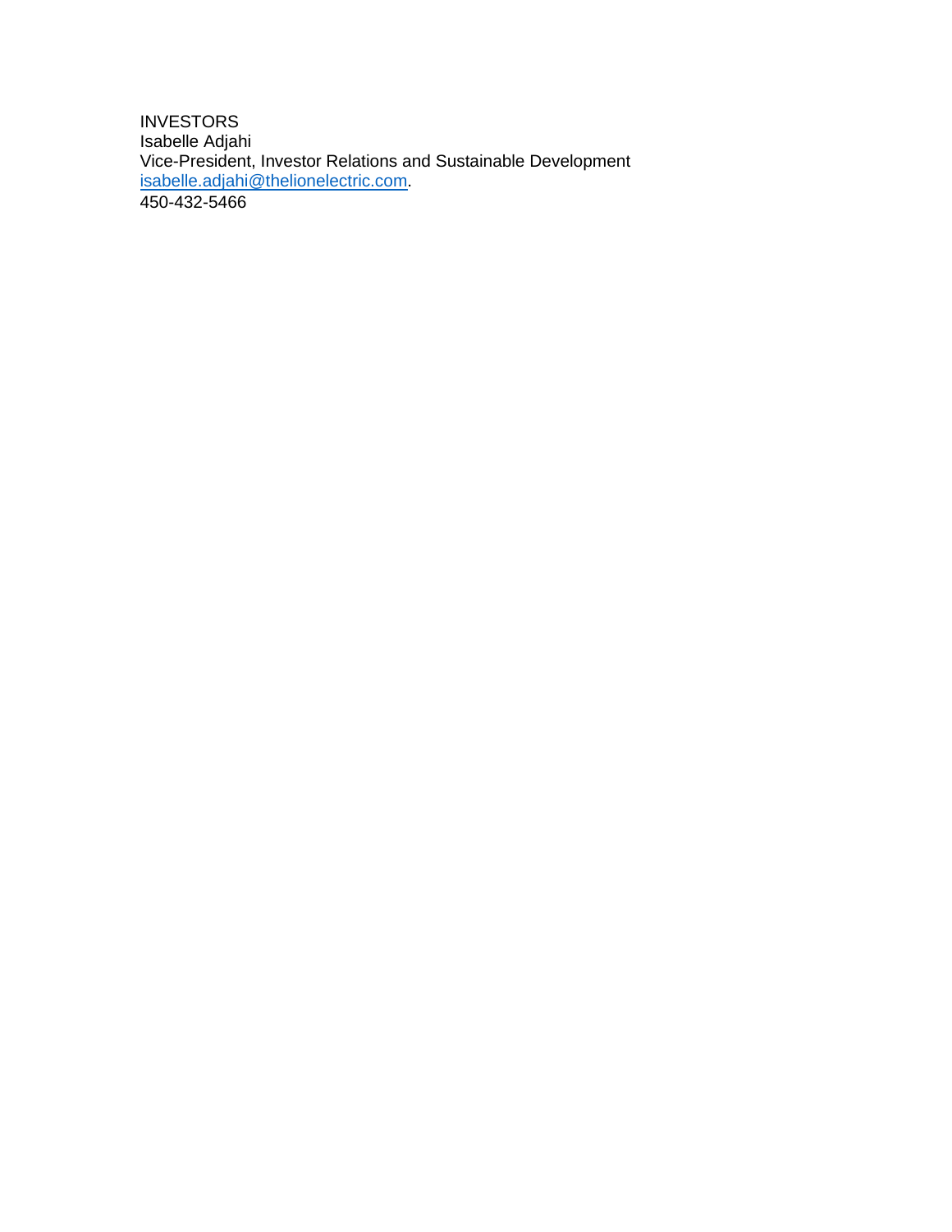INVESTORS
Isabelle Adjahi
Vice-President, Investor Relations and Sustainable Development
isabelle.adjahi@thelionelectric.com.
450-432-5466